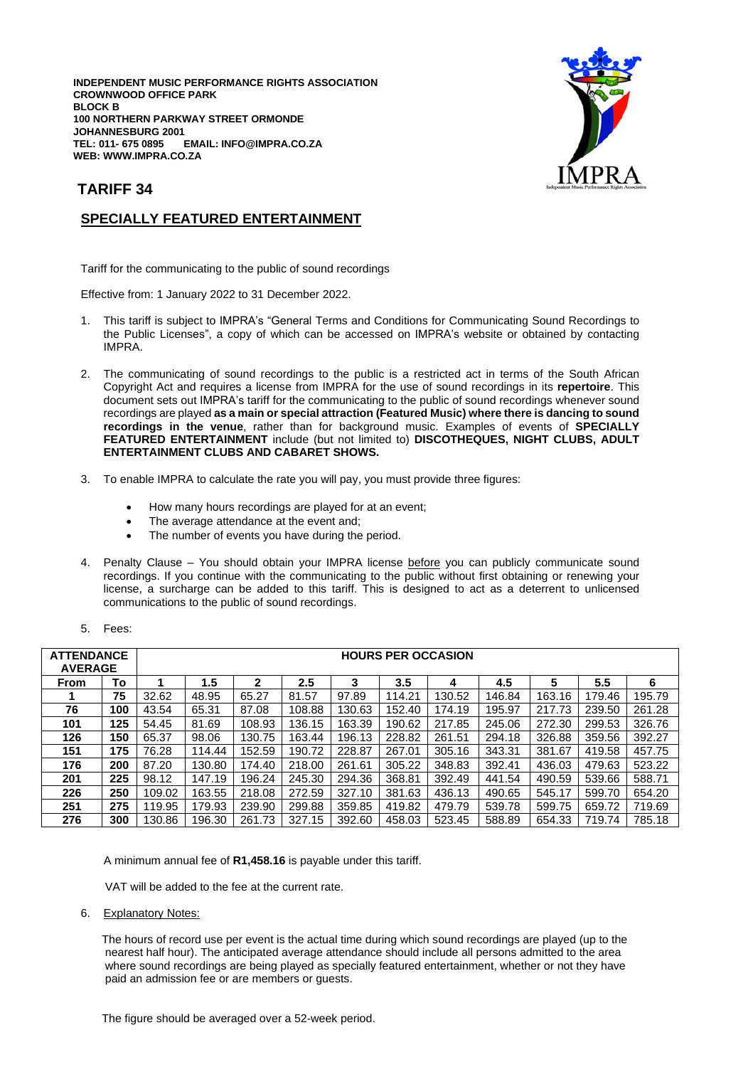**INDEPENDENT MUSIC PERFORMANCE RIGHTS ASSOCIATION**
**CROWNWOOD OFFICE PARK**
**BLOCK B**
**100 NORTHERN PARKWAY STREET ORMONDE**
**JOHANNESBURG 2001**
**TEL: 011- 675 0895 EMAIL: INFO@IMPRA.CO.ZA**
**WEB: WWW.IMPRA.CO.ZA**

# TARIFF 34

## SPECIALLY FEATURED ENTERTAINMENT

Tariff for the communicating to the public of sound recordings

Effective from: 1 January 2022 to 31 December 2022.

1. This tariff is subject to IMPRA's "General Terms and Conditions for Communicating Sound Recordings to the Public Licenses", a copy of which can be accessed on IMPRA's website or obtained by contacting IMPRA.

2. The communicating of sound recordings to the public is a restricted act in terms of the South African Copyright Act and requires a license from IMPRA for the use of sound recordings in its **repertoire**. This document sets out IMPRA's tariff for the communicating to the public of sound recordings whenever sound recordings are played **as a main or special attraction (Featured Music) where there is dancing to sound recordings in the venue**, rather than for background music. Examples of events of **SPECIALLY FEATURED ENTERTAINMENT** include (but not limited to) **DISCOTHEQUES, NIGHT CLUBS, ADULT ENTERTAINMENT CLUBS AND CABARET SHOWS.**

3. To enable IMPRA to calculate the rate you will pay, you must provide three figures:

   - How many hours recordings are played for at an event;
   - The average attendance at the event and;
   - The number of events you have during the period.

4. Penalty Clause – You should obtain your IMPRA license before you can publicly communicate sound recordings. If you continue with the communicating to the public without first obtaining or renewing your license, a surcharge can be added to this tariff. This is designed to act as a deterrent to unlicensed communications to the public of sound recordings.

5. Fees:

| ATTENDANCE AVERAGE | | HOURS PER OCCASION | | | | | | | | | | |
|---|---|---|---|---|---|---|---|---|---|---|---|---|
| **From** | **To** | **1** | **1.5** | **2** | **2.5** | **3** | **3.5** | **4** | **4.5** | **5** | **5.5** | **6** |
| **1** | **75** | 32.62 | 48.95 | 65.27 | 81.57 | 97.89 | 114.21 | 130.52 | 146.84 | 163.16 | 179.46 | 195.79 |
| **76** | **100** | 43.54 | 65.31 | 87.08 | 108.88 | 130.63 | 152.40 | 174.19 | 195.97 | 217.73 | 239.50 | 261.28 |
| **101** | **125** | 54.45 | 81.69 | 108.93 | 136.15 | 163.39 | 190.62 | 217.85 | 245.06 | 272.30 | 299.53 | 326.76 |
| **126** | **150** | 65.37 | 98.06 | 130.75 | 163.44 | 196.13 | 228.82 | 261.51 | 294.18 | 326.88 | 359.56 | 392.27 |
| **151** | **175** | 76.28 | 114.44 | 152.59 | 190.72 | 228.87 | 267.01 | 305.16 | 343.31 | 381.67 | 419.58 | 457.75 |
| **176** | **200** | 87.20 | 130.80 | 174.40 | 218.00 | 261.61 | 305.22 | 348.83 | 392.41 | 436.03 | 479.63 | 523.22 |
| **201** | **225** | 98.12 | 147.19 | 196.24 | 245.30 | 294.36 | 368.81 | 392.49 | 441.54 | 490.59 | 539.66 | 588.71 |
| **226** | **250** | 109.02 | 163.55 | 218.08 | 272.59 | 327.10 | 381.63 | 436.13 | 490.65 | 545.17 | 599.70 | 654.20 |
| **251** | **275** | 119.95 | 179.93 | 239.90 | 299.88 | 359.85 | 419.82 | 479.79 | 539.78 | 599.75 | 659.72 | 719.69 |
| **276** | **300** | 130.86 | 196.30 | 261.73 | 327.15 | 392.60 | 458.03 | 523.45 | 588.89 | 654.33 | 719.74 | 785.18 |

A minimum annual fee of **R1,458.16** is payable under this tariff.

VAT will be added to the fee at the current rate.

6. Explanatory Notes:

The hours of record use per event is the actual time during which sound recordings are played (up to the nearest half hour). The anticipated average attendance should include all persons admitted to the area where sound recordings are being played as specially featured entertainment, whether or not they have paid an admission fee or are members or guests.

The figure should be averaged over a 52-week period.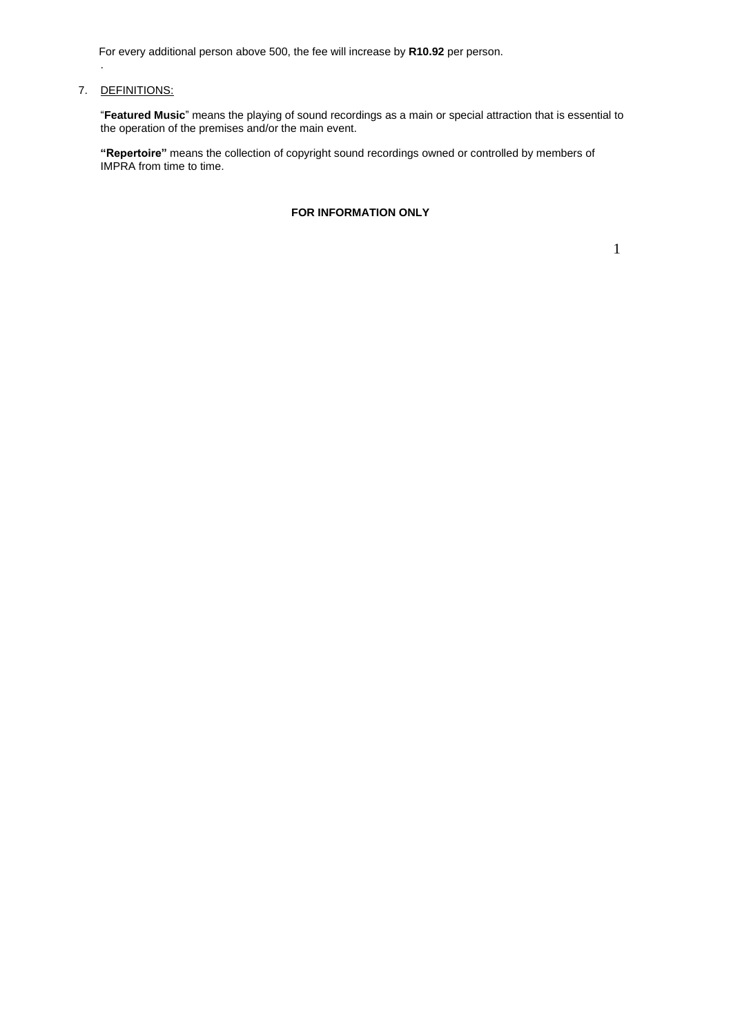For every additional person above 500, the fee will increase by **R10.92** per person.

.

7. <u>DEFINITIONS:</u>

   "**Featured Music**" means the playing of sound recordings as a main or special attraction that is essential to the operation of the premises and/or the main event.

   **"Repertoire"** means the collection of copyright sound recordings owned or controlled by members of IMPRA from time to time.

**FOR INFORMATION ONLY**